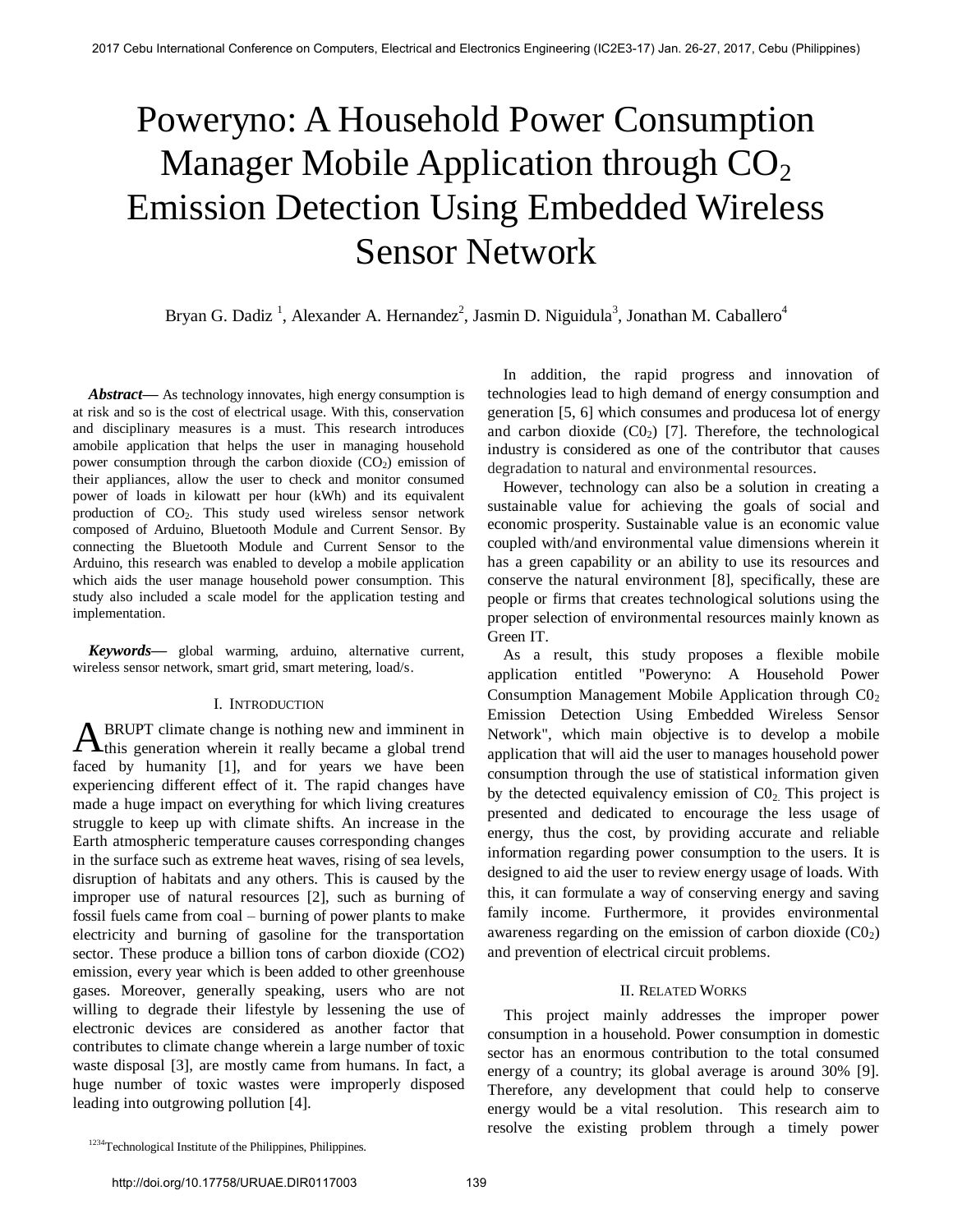# Poweryno: A Household Power Consumption Manager Mobile Application through $CO_2$ Emission Detection Using Embedded Wireless Sensor Network

Bryan G. Dadiz [1], Alexander A. Hernandez[2], Jasmin D. Niguidula[3], Jonathan M. Caballero[4]

***Abstract*—** As technology innovates, high energy consumption is at risk and so is the cost of electrical usage. With this, conservation and disciplinary measures is a must. This research introduces amobile application that helps the user in managing household power consumption through the carbon dioxide ($CO_2$) emission of their appliances, allow the user to check and monitor consumed power of loads in kilowatt per hour (kWh) and its equivalent production of $CO_2$. This study used wireless sensor network composed of Arduino, Bluetooth Module and Current Sensor. By connecting the Bluetooth Module and Current Sensor to the Arduino, this research was enabled to develop a mobile application which aids the user manage household power consumption. This study also included a scale model for the application testing and implementation.

***Keywords*—** global warming, arduino, alternative current, wireless sensor network, smart grid, smart metering, load/s.

## I. Introduction

ABRUPT climate change is nothing new and imminent in this generation wherein it really became a global trend faced by humanity [1], and for years we have been experiencing different effect of it. The rapid changes have made a huge impact on everything for which living creatures struggle to keep up with climate shifts. An increase in the Earth atmospheric temperature causes corresponding changes in the surface such as extreme heat waves, rising of sea levels, disruption of habitats and any others. This is caused by the improper use of natural resources [2], such as burning of fossil fuels came from coal – burning of power plants to make electricity and burning of gasoline for the transportation sector. These produce a billion tons of carbon dioxide (CO2) emission, every year which is been added to other greenhouse gases. Moreover, generally speaking, users who are not willing to degrade their lifestyle by lessening the use of electronic devices are considered as another factor that contributes to climate change wherein a large number of toxic waste disposal [3], are mostly came from humans. In fact, a huge number of toxic wastes were improperly disposed leading into outgrowing pollution [4].

In addition, the rapid progress and innovation of technologies lead to high demand of energy consumption and generation [5, 6] which consumes and producesa lot of energy and carbon dioxide ($C0_2$) [7]. Therefore, the technological industry is considered as one of the contributor that causes degradation to natural and environmental resources.

However, technology can also be a solution in creating a sustainable value for achieving the goals of social and economic prosperity. Sustainable value is an economic value coupled with/and environmental value dimensions wherein it has a green capability or an ability to use its resources and conserve the natural environment [8], specifically, these are people or firms that creates technological solutions using the proper selection of environmental resources mainly known as Green IT.

As a result, this study proposes a flexible mobile application entitled "Poweryno: A Household Power Consumption Management Mobile Application through $C0_2$ Emission Detection Using Embedded Wireless Sensor Network", which main objective is to develop a mobile application that will aid the user to manages household power consumption through the use of statistical information given by the detected equivalency emission of $C0_2$. This project is presented and dedicated to encourage the less usage of energy, thus the cost, by providing accurate and reliable information regarding power consumption to the users. It is designed to aid the user to review energy usage of loads. With this, it can formulate a way of conserving energy and saving family income. Furthermore, it provides environmental awareness regarding on the emission of carbon dioxide ($C0_2$) and prevention of electrical circuit problems.

## II. Related Works

This project mainly addresses the improper power consumption in a household. Power consumption in domestic sector has an enormous contribution to the total consumed energy of a country; its global average is around 30% [9]. Therefore, any development that could help to conserve energy would be a vital resolution. This research aim to resolve the existing problem through a timely power

[1234]Technological Institute of the Philippines, Philippines.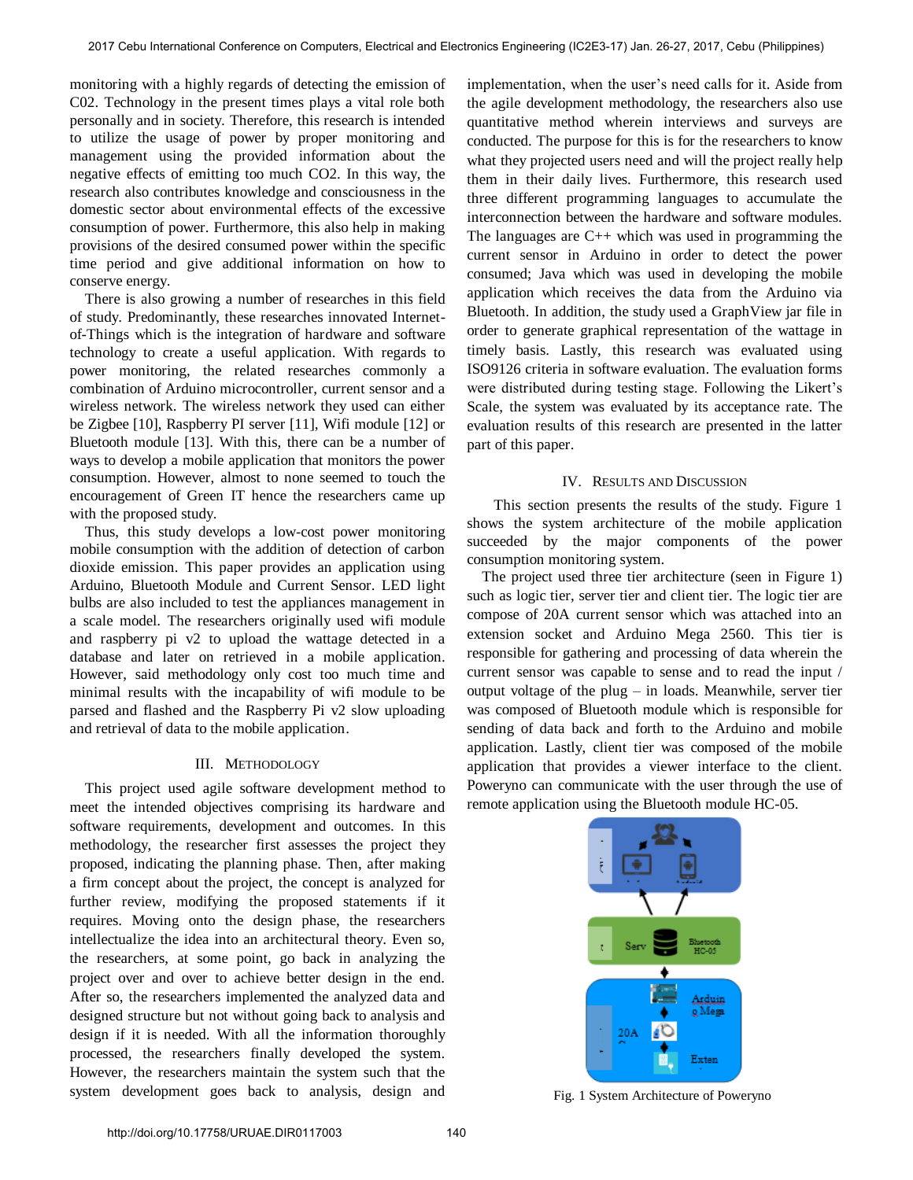monitoring with a highly regards of detecting the emission of C02. Technology in the present times plays a vital role both personally and in society. Therefore, this research is intended to utilize the usage of power by proper monitoring and management using the provided information about the negative effects of emitting too much CO2. In this way, the research also contributes knowledge and consciousness in the domestic sector about environmental effects of the excessive consumption of power. Furthermore, this also help in making provisions of the desired consumed power within the specific time period and give additional information on how to conserve energy.

There is also growing a number of researches in this field of study. Predominantly, these researches innovated Internet-of-Things which is the integration of hardware and software technology to create a useful application. With regards to power monitoring, the related researches commonly a combination of Arduino microcontroller, current sensor and a wireless network. The wireless network they used can either be Zigbee [10], Raspberry PI server [11], Wifi module [12] or Bluetooth module [13]. With this, there can be a number of ways to develop a mobile application that monitors the power consumption. However, almost to none seemed to touch the encouragement of Green IT hence the researchers came up with the proposed study.

Thus, this study develops a low-cost power monitoring mobile consumption with the addition of detection of carbon dioxide emission. This paper provides an application using Arduino, Bluetooth Module and Current Sensor. LED light bulbs are also included to test the appliances management in a scale model. The researchers originally used wifi module and raspberry pi v2 to upload the wattage detected in a database and later on retrieved in a mobile application. However, said methodology only cost too much time and minimal results with the incapability of wifi module to be parsed and flashed and the Raspberry Pi v2 slow uploading and retrieval of data to the mobile application.

## III. Methodology

This project used agile software development method to meet the intended objectives comprising its hardware and software requirements, development and outcomes. In this methodology, the researcher first assesses the project they proposed, indicating the planning phase. Then, after making a firm concept about the project, the concept is analyzed for further review, modifying the proposed statements if it requires. Moving onto the design phase, the researchers intellectualize the idea into an architectural theory. Even so, the researchers, at some point, go back in analyzing the project over and over to achieve better design in the end. After so, the researchers implemented the analyzed data and designed structure but not without going back to analysis and design if it is needed. With all the information thoroughly processed, the researchers finally developed the system. However, the researchers maintain the system such that the system development goes back to analysis, design and implementation, when the user's need calls for it. Aside from the agile development methodology, the researchers also use quantitative method wherein interviews and surveys are conducted. The purpose for this is for the researchers to know what they projected users need and will the project really help them in their daily lives. Furthermore, this research used three different programming languages to accumulate the interconnection between the hardware and software modules. The languages are C++ which was used in programming the current sensor in Arduino in order to detect the power consumed; Java which was used in developing the mobile application which receives the data from the Arduino via Bluetooth. In addition, the study used a GraphView jar file in order to generate graphical representation of the wattage in timely basis. Lastly, this research was evaluated using ISO9126 criteria in software evaluation. The evaluation forms were distributed during testing stage. Following the Likert's Scale, the system was evaluated by its acceptance rate. The evaluation results of this research are presented in the latter part of this paper.

## IV. Results and Discussion

This section presents the results of the study. Figure 1 shows the system architecture of the mobile application succeeded by the major components of the power consumption monitoring system.

The project used three tier architecture (seen in Figure 1) such as logic tier, server tier and client tier. The logic tier are compose of 20A current sensor which was attached into an extension socket and Arduino Mega 2560. This tier is responsible for gathering and processing of data wherein the current sensor was capable to sense and to read the input / output voltage of the plug – in loads. Meanwhile, server tier was composed of Bluetooth module which is responsible for sending of data back and forth to the Arduino and mobile application. Lastly, client tier was composed of the mobile application that provides a viewer interface to the client. Poweryno can communicate with the user through the use of remote application using the Bluetooth module HC-05.

Fig. 1 System Architecture of Poweryno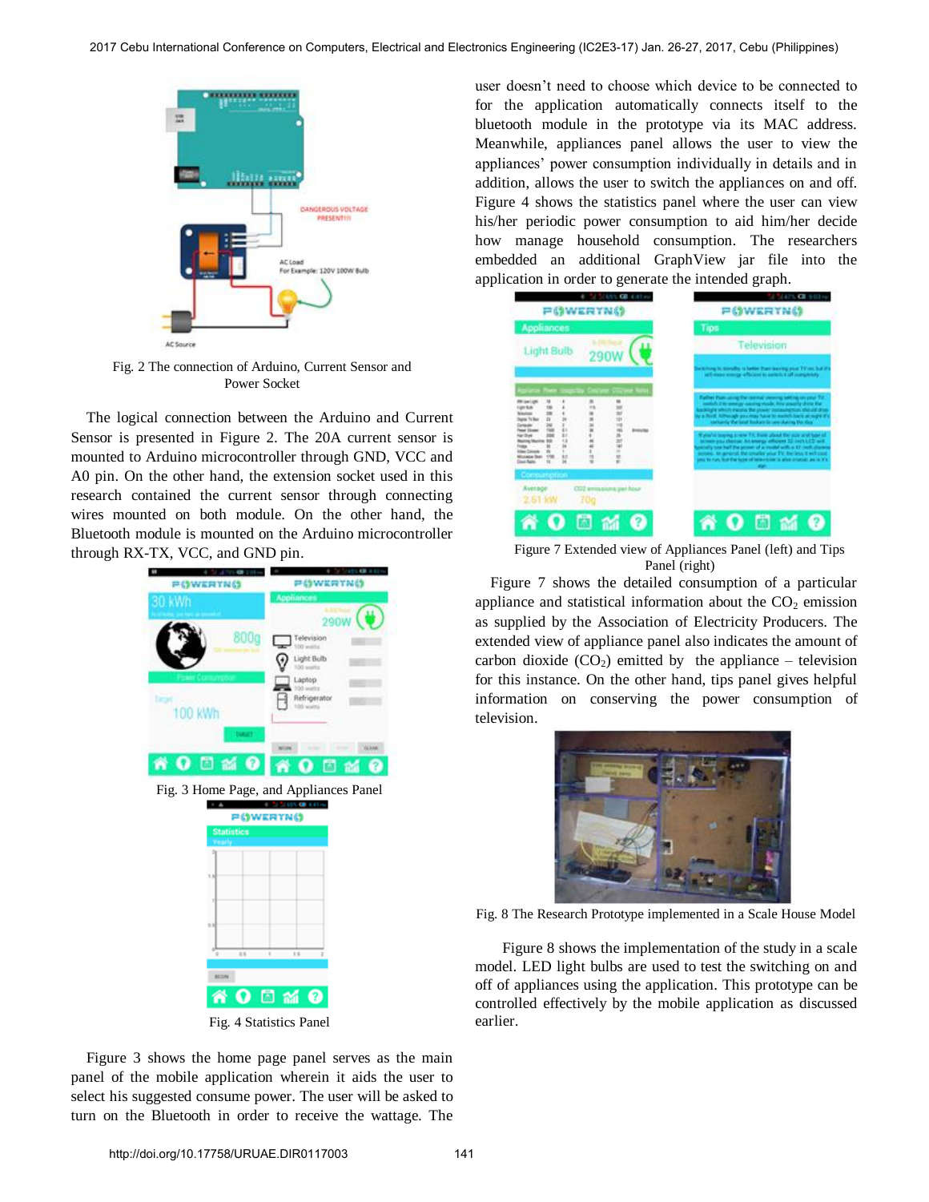Fig. 2 The connection of Arduino, Current Sensor and Power Socket

The logical connection between the Arduino and Current Sensor is presented in Figure 2. The 20A current sensor is mounted to Arduino microcontroller through GND, VCC and A0 pin. On the other hand, the extension socket used in this research contained the current sensor through connecting wires mounted on both module. On the other hand, the Bluetooth module is mounted on the Arduino microcontroller through RX-TX, VCC, and GND pin.

Fig. 3 Home Page, and Appliances Panel

Fig. 4 Statistics Panel

Figure 3 shows the home page panel serves as the main panel of the mobile application wherein it aids the user to select his suggested consume power. The user will be asked to turn on the Bluetooth in order to receive the wattage. The user doesn't need to choose which device to be connected to for the application automatically connects itself to the bluetooth module in the prototype via its MAC address. Meanwhile, appliances panel allows the user to view the appliances' power consumption individually in details and in addition, allows the user to switch the appliances on and off. Figure 4 shows the statistics panel where the user can view his/her periodic power consumption to aid him/her decide how manage household consumption. The researchers embedded an additional GraphView jar file into the application in order to generate the intended graph.

Figure 7 Extended view of Appliances Panel (left) and Tips Panel (right)

Figure 7 shows the detailed consumption of a particular appliance and statistical information about the $CO_2$ emission as supplied by the Association of Electricity Producers. The extended view of appliance panel also indicates the amount of carbon dioxide ($CO_2$) emitted by the appliance – television for this instance. On the other hand, tips panel gives helpful information on conserving the power consumption of television.

Fig. 8 The Research Prototype implemented in a Scale House Model

Figure 8 shows the implementation of the study in a scale model. LED light bulbs are used to test the switching on and off of appliances using the application. This prototype can be controlled effectively by the mobile application as discussed earlier.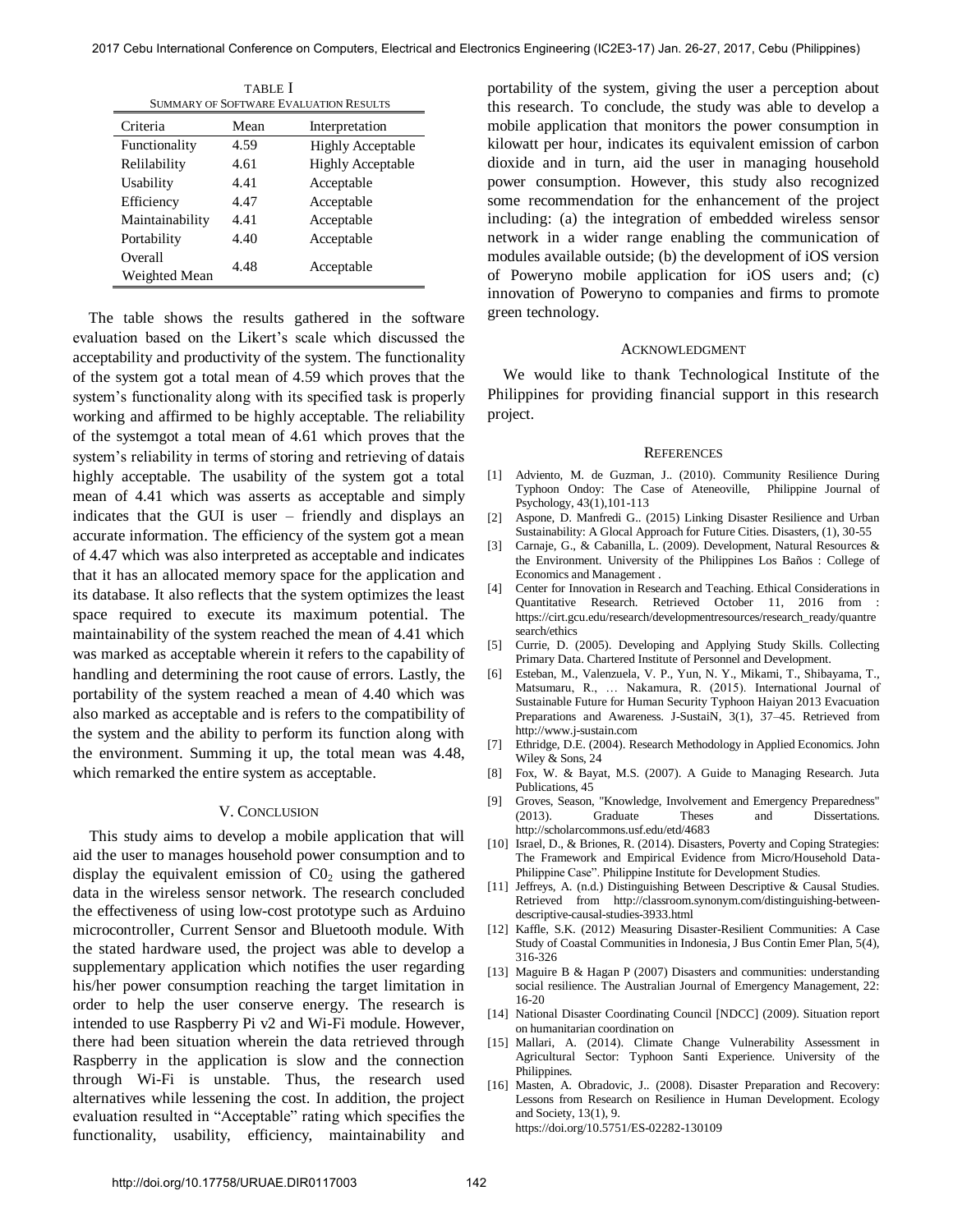TABLE I
SUMMARY OF SOFTWARE EVALUATION RESULTS

| Criteria | Mean | Interpretation |
|---|---|---|
| Functionality | 4.59 | Highly Acceptable |
| Relilability | 4.61 | Highly Acceptable |
| Usability | 4.41 | Acceptable |
| Efficiency | 4.47 | Acceptable |
| Maintainability | 4.41 | Acceptable |
| Portability | 4.40 | Acceptable |
| Overall Weighted Mean | 4.48 | Acceptable |

The table shows the results gathered in the software evaluation based on the Likert's scale which discussed the acceptability and productivity of the system. The functionality of the system got a total mean of 4.59 which proves that the system's functionality along with its specified task is properly working and affirmed to be highly acceptable. The reliability of the systemgot a total mean of 4.61 which proves that the system's reliability in terms of storing and retrieving of datais highly acceptable. The usability of the system got a total mean of 4.41 which was asserts as acceptable and simply indicates that the GUI is user – friendly and displays an accurate information. The efficiency of the system got a mean of 4.47 which was also interpreted as acceptable and indicates that it has an allocated memory space for the application and its database. It also reflects that the system optimizes the least space required to execute its maximum potential. The maintainability of the system reached the mean of 4.41 which was marked as acceptable wherein it refers to the capability of handling and determining the root cause of errors. Lastly, the portability of the system reached a mean of 4.40 which was also marked as acceptable and is refers to the compatibility of the system and the ability to perform its function along with the environment. Summing it up, the total mean was 4.48, which remarked the entire system as acceptable.

## V. CONCLUSION

This study aims to develop a mobile application that will aid the user to manages household power consumption and to display the equivalent emission of $C0_2$ using the gathered data in the wireless sensor network. The research concluded the effectiveness of using low-cost prototype such as Arduino microcontroller, Current Sensor and Bluetooth module. With the stated hardware used, the project was able to develop a supplementary application which notifies the user regarding his/her power consumption reaching the target limitation in order to help the user conserve energy. The research is intended to use Raspberry Pi v2 and Wi-Fi module. However, there had been situation wherein the data retrieved through Raspberry in the application is slow and the connection through Wi-Fi is unstable. Thus, the research used alternatives while lessening the cost. In addition, the project evaluation resulted in "Acceptable" rating which specifies the functionality, usability, efficiency, maintainability and portability of the system, giving the user a perception about this research. To conclude, the study was able to develop a mobile application that monitors the power consumption in kilowatt per hour, indicates its equivalent emission of carbon dioxide and in turn, aid the user in managing household power consumption. However, this study also recognized some recommendation for the enhancement of the project including: (a) the integration of embedded wireless sensor network in a wider range enabling the communication of modules available outside; (b) the development of iOS version of Poweryno mobile application for iOS users and; (c) innovation of Poweryno to companies and firms to promote green technology.

## ACKNOWLEDGMENT

We would like to thank Technological Institute of the Philippines for providing financial support in this research project.

## REFERENCES

[1] Adviento, M. de Guzman, J.. (2010). Community Resilience During Typhoon Ondoy: The Case of Ateneoville, Philippine Journal of Psychology, 43(1),101-113

[2] Aspone, D. Manfredi G.. (2015) Linking Disaster Resilience and Urban Sustainability: A Glocal Approach for Future Cities. Disasters, (1), 30-55

[3] Carnaje, G., & Cabanilla, L. (2009). Development, Natural Resources & the Environment. University of the Philippines Los Baños : College of Economics and Management .

[4] Center for Innovation in Research and Teaching. Ethical Considerations in Quantitative Research. Retrieved October 11, 2016 from : https://cirt.gcu.edu/research/developmentresources/research_ready/quantresearch/ethics

[5] Currie, D. (2005). Developing and Applying Study Skills. Collecting Primary Data. Chartered Institute of Personnel and Development.

[6] Esteban, M., Valenzuela, V. P., Yun, N. Y., Mikami, T., Shibayama, T., Matsumaru, R., … Nakamura, R. (2015). International Journal of Sustainable Future for Human Security Typhoon Haiyan 2013 Evacuation Preparations and Awareness. J-SustaiN, 3(1), 37–45. Retrieved from http://www.j-sustain.com

[7] Ethridge, D.E. (2004). Research Methodology in Applied Economics. John Wiley & Sons, 24

[8] Fox, W. & Bayat, M.S. (2007). A Guide to Managing Research. Juta Publications, 45

[9] Groves, Season, "Knowledge, Involvement and Emergency Preparedness" (2013). Graduate Theses and Dissertations. http://scholarcommons.usf.edu/etd/4683

[10] Israel, D., & Briones, R. (2014). Disasters, Poverty and Coping Strategies: The Framework and Empirical Evidence from Micro/Household Data-Philippine Case". Philippine Institute for Development Studies.

[11] Jeffreys, A. (n.d.) Distinguishing Between Descriptive & Causal Studies. Retrieved from http://classroom.synonym.com/distinguishing-between-descriptive-causal-studies-3933.html

[12] Kaffle, S.K. (2012) Measuring Disaster-Resilient Communities: A Case Study of Coastal Communities in Indonesia, J Bus Contin Emer Plan, 5(4), 316-326

[13] Maguire B & Hagan P (2007) Disasters and communities: understanding social resilience. The Australian Journal of Emergency Management, 22: 16-20

[14] National Disaster Coordinating Council [NDCC] (2009). Situation report on humanitarian coordination on

[15] Mallari, A. (2014). Climate Change Vulnerability Assessment in Agricultural Sector: Typhoon Santi Experience. University of the Philippines.

[16] Masten, A. Obradovic, J.. (2008). Disaster Preparation and Recovery: Lessons from Research on Resilience in Human Development. Ecology and Society, 13(1), 9. https://doi.org/10.5751/ES-02282-130109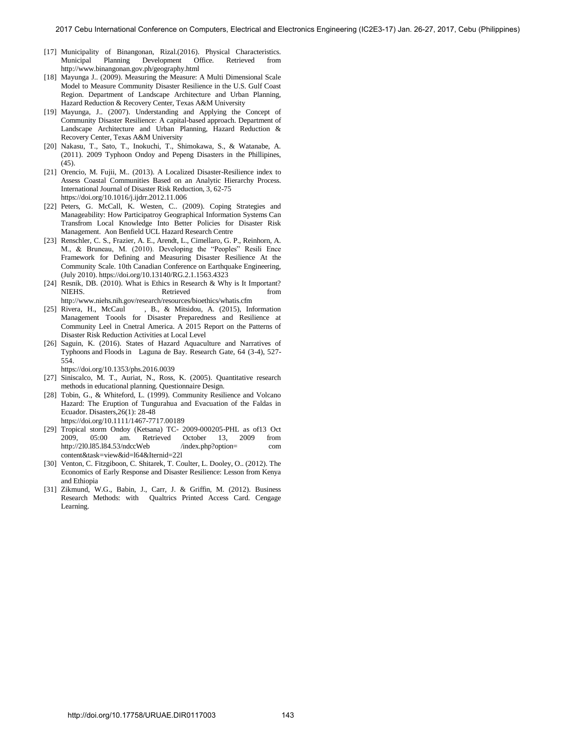[17] Municipality of Binangonan, Rizal.(2016). Physical Characteristics. Municipal Planning Development Office. Retrieved from http://www.binangonan.gov.ph/geography.html

[18] Mayunga J.. (2009). Measuring the Measure: A Multi Dimensional Scale Model to Measure Community Disaster Resilience in the U.S. Gulf Coast Region. Department of Landscape Architecture and Urban Planning, Hazard Reduction & Recovery Center, Texas A&M University

[19] Mayunga, J.. (2007). Understanding and Applying the Concept of Community Disaster Resilience: A capital-based approach. Department of Landscape Architecture and Urban Planning, Hazard Reduction & Recovery Center, Texas A&M University

[20] Nakasu, T., Sato, T., Inokuchi, T., Shimokawa, S., & Watanabe, A. (2011). 2009 Typhoon Ondoy and Pepeng Disasters in the Phillipines, (45).

[21] Orencio, M. Fujii, M.. (2013). A Localized Disaster-Resilience index to Assess Coastal Communities Based on an Analytic Hierarchy Process. International Journal of Disaster Risk Reduction, 3, 62-75 https://doi.org/10.1016/j.ijdrr.2012.11.006

[22] Peters, G. McCall, K. Westen, C.. (2009). Coping Strategies and Manageability: How Participatroy Geographical Information Systems Can Transfrom Local Knowledge Into Better Policies for Disaster Risk Management. Aon Benfield UCL Hazard Research Centre

[23] Renschler, C. S., Frazier, A. E., Arendt, L., Cimellaro, G. P., Reinhorn, A. M., & Bruneau, M. (2010). Developing the "Peoples" Resili Ence Framework for Defining and Measuring Disaster Resilience At the Community Scale. 10th Canadian Conference on Earthquake Engineering, (July 2010). https://doi.org/10.13140/RG.2.1.1563.4323

[24] Resnik, DB. (2010). What is Ethics in Research & Why is It Important? NIEHS. Retrieved from http://www.niehs.nih.gov/research/resources/bioethics/whatis.cfm

[25] Rivera, H., McCaul , B., & Mitsidou, A. (2015), Information Management Toools for Disaster Preparedness and Resilience at Community Leel in Cnetral America. A 2015 Report on the Patterns of Disaster Risk Reduction Activities at Local Level

[26] Saguin, K. (2016). States of Hazard Aquaculture and Narratives of Typhoons and Floods in Laguna de Bay. Research Gate, 64 (3-4), 527-554. https://doi.org/10.1353/phs.2016.0039

[27] Siniscalco, M. T., Auriat, N., Ross, K. (2005). Quantitative research methods in educational planning. Questionnaire Design.

[28] Tobin, G., & Whiteford, L. (1999). Community Resilience and Volcano Hazard: The Eruption of Tungurahua and Evacuation of the Faldas in Ecuador. Disasters,26(1): 28-48 https://doi.org/10.1111/1467-7717.00189

[29] Tropical storm Ondoy (Ketsana) TC- 2009-000205-PHL as of13 Oct 2009, 05:00 am. Retrieved October 13, 2009 from http://2l0.l85.l84.53/ndccWeb /index.php?option= com content&task=view&id=l64&Iternid=22l

[30] Venton, C. Fitzgiboon, C. Shitarek, T. Coulter, L. Dooley, O.. (2012). The Economics of Early Response and Disaster Resilience: Lesson from Kenya and Ethiopia

[31] Zikmund, W.G., Babin, J., Carr, J. & Griffin, M. (2012). Business Research Methods: with Qualtrics Printed Access Card. Cengage Learning.